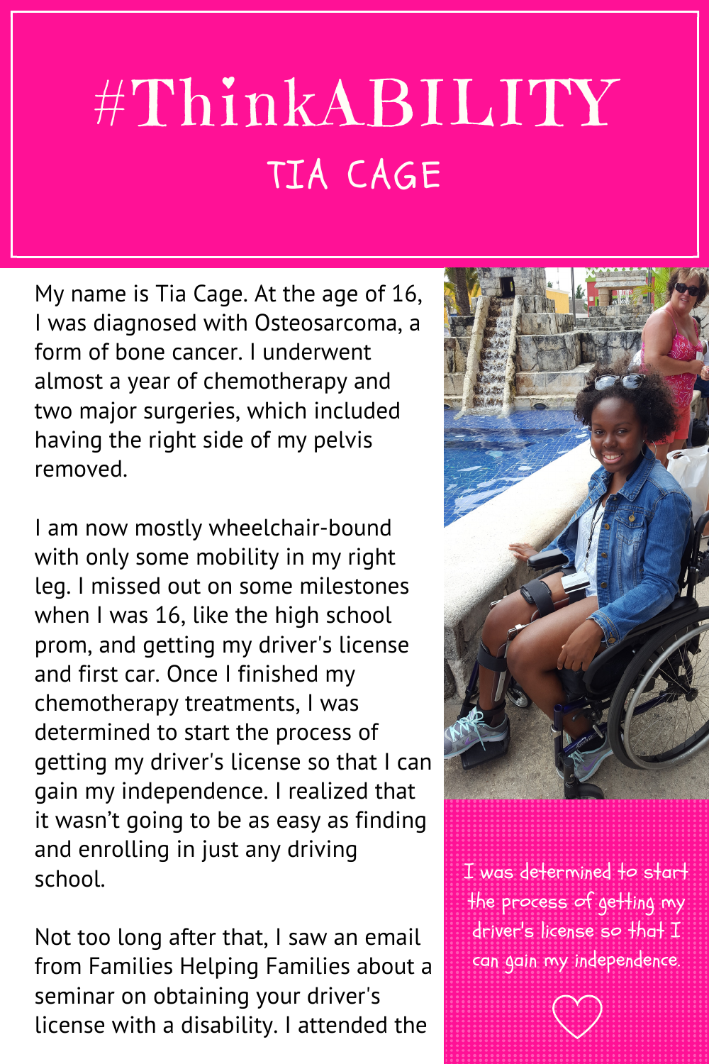# #ThinkABILITY

## TIA CAGE

My name is Tia Cage. At the age of 16, I was diagnosed with Osteosarcoma, a form of bone cancer. I underwent almost a year of chemotherapy and two major surgeries, which included having the right side of my pelvis removed.

I am now mostly wheelchair-bound with only some mobility in my right leg. I missed out on some milestones when I was 16, like the high school prom, and getting my driver's license and first car. Once I finished my chemotherapy treatments, I was determined to start the process of getting my driver's license so that I can gain my independence. I realized that it wasn't going to be as easy as finding and enrolling in just any driving school.

Not too long after that, I saw an email from Families Helping Families about a seminar on obtaining your driver's license with a disability. I attended the

*I was determined to start the process of getting my driver's license so that I can gain my independence.*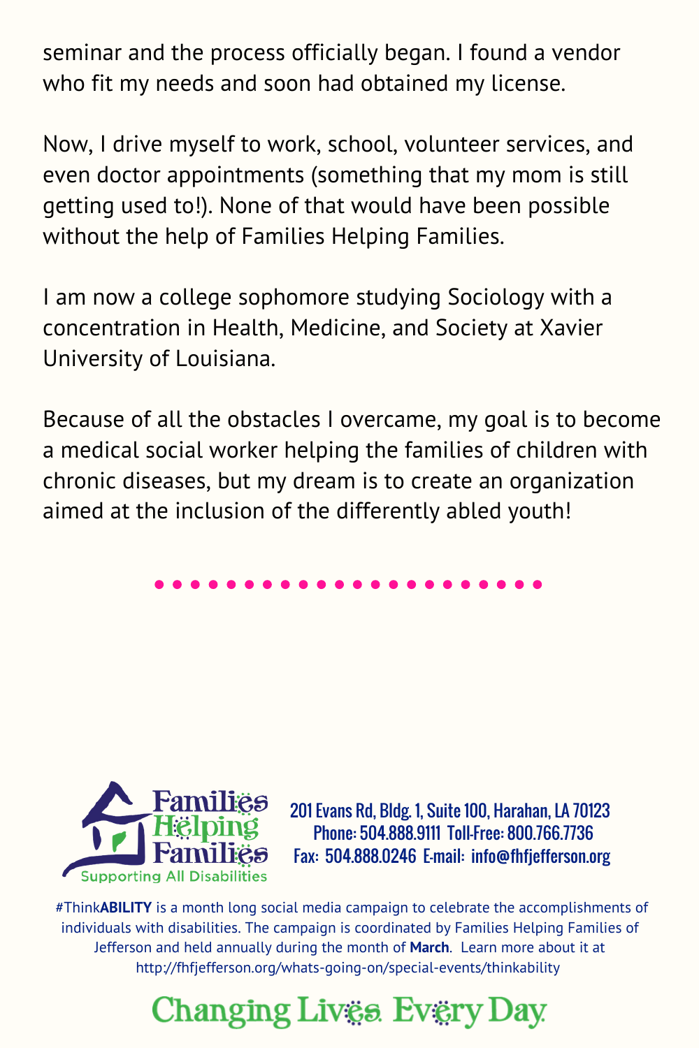seminar and the process officially began. I found a vendor who fit my needs and soon had obtained my license.

Now, I drive myself to work, school, volunteer services, and even doctor appointments (something that my mom is still getting used to!). None of that would have been possible without the help of Families Helping Families.

I am now a college sophomore studying Sociology with a concentration in Health, Medicine, and Society at Xavier University of Louisiana.

Because of all the obstacles I overcame, my goal is to become a medical social worker helping the families of children with chronic diseases, but my dream is to create an organization aimed at the inclusion of the differently abled youth!

Families Helping Families
Supporting All Disabilities

201 Evans Rd, Bldg. 1, Suite 100, Harahan, LA 70123
Phone: 504.888.9111 Toll-Free: 800.766.7736
Fax: 504.888.0246 E-mail: info@fhfjefferson.org

#Think**ABILITY** is a month long social media campaign to celebrate the accomplishments of individuals with disabilities. The campaign is coordinated by Families Helping Families of Jefferson and held annually during the month of **March**. Learn more about it at http://fhfjefferson.org/whats-going-on/special-events/thinkability

Changing Lives. Every Day.